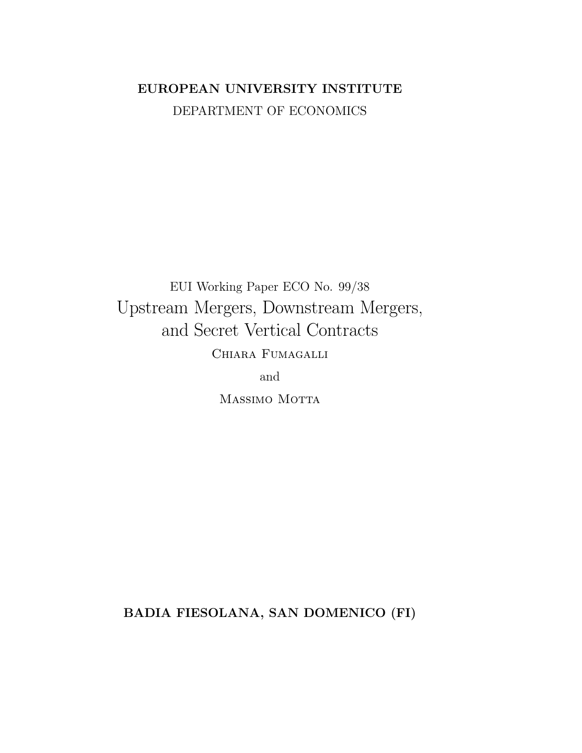**EUROPEAN UNIVERSITY INSTITUTE**

DEPARTMENT OF ECONOMICS

EUI Working Paper ECO No. 99/38

# Upstream Mergers, Downstream Mergers, and Secret Vertical Contracts

Chiara Fumagalli

and

Massimo Motta

**BADIA FIESOLANA, SAN DOMENICO (FI)**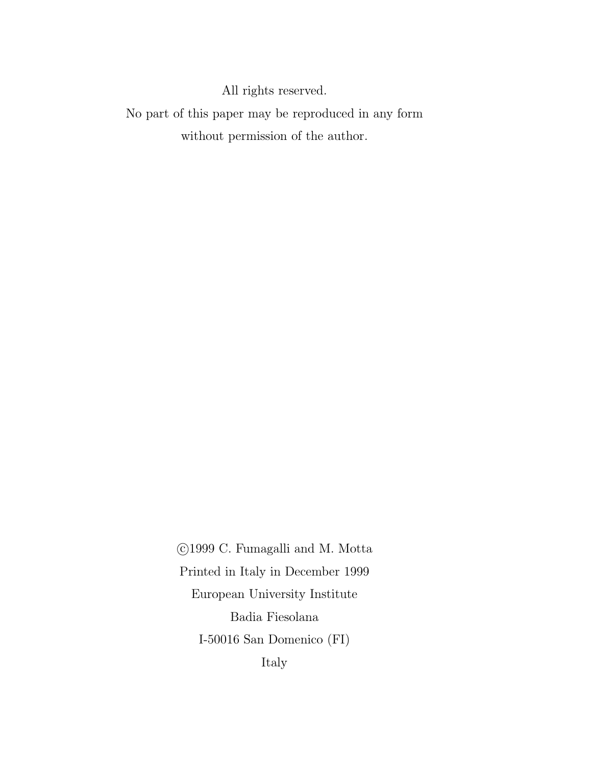All rights reserved.

No part of this paper may be reproduced in any form

without permission of the author.

©1999 C. Fumagalli and M. Motta

Printed in Italy in December 1999

European University Institute

Badia Fiesolana

I-50016 San Domenico (FI)

Italy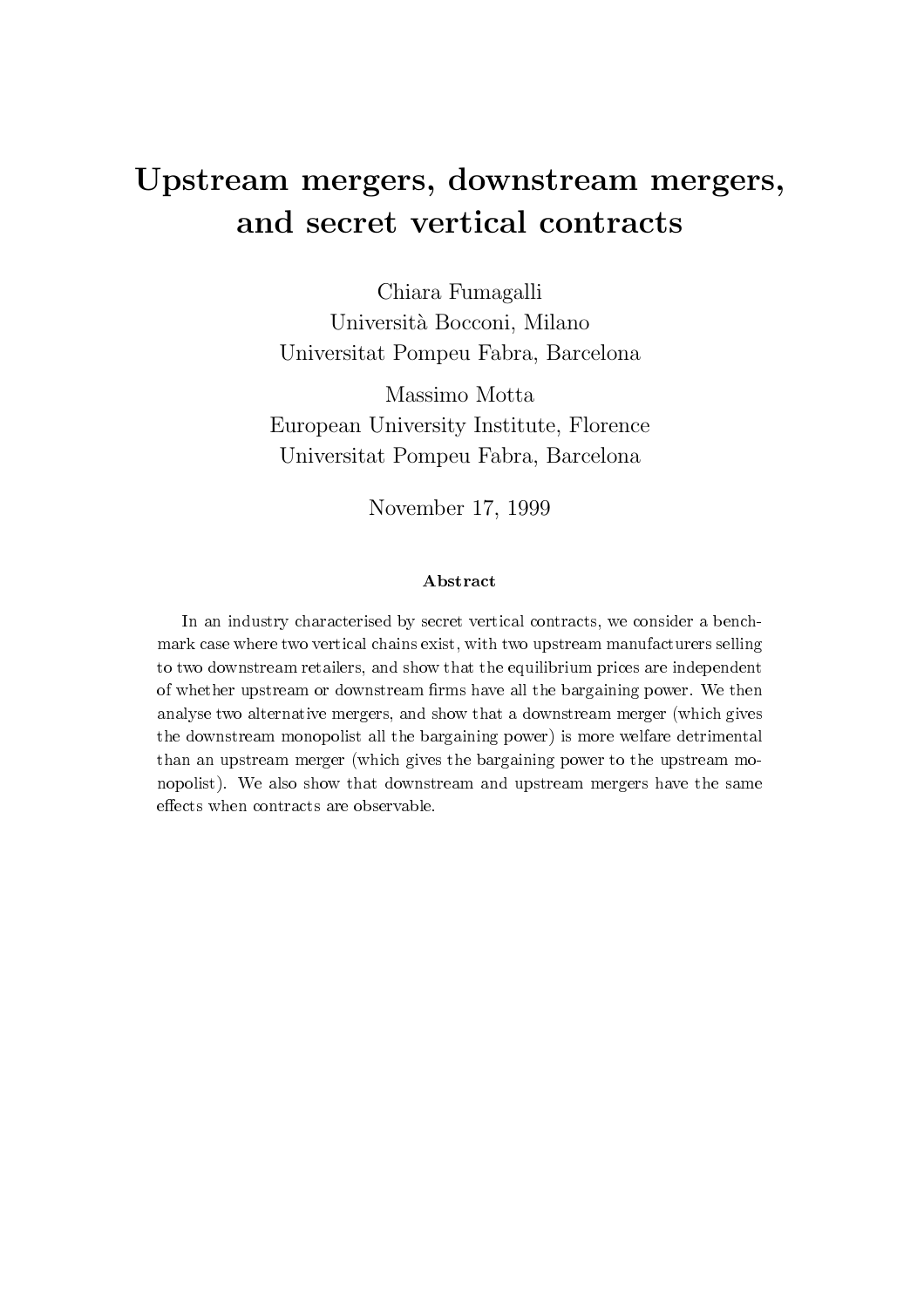# Upstream mergers, downstream mergers, and secret vertical contracts

Chiara Fumagalli
Università Bocconi, Milano
Universitat Pompeu Fabra, Barcelona

Massimo Motta
European University Institute, Florence
Universitat Pompeu Fabra, Barcelona

November 17, 1999

### Abstract

In an industry characterised by secret vertical contracts, we consider a benchmark case where two vertical chains exist, with two upstream manufacturers selling to two downstream retailers, and show that the equilibrium prices are independent of whether upstream or downstream firms have all the bargaining power. We then analyse two alternative mergers, and show that a downstream merger (which gives the downstream monopolist all the bargaining power) is more welfare detrimental than an upstream merger (which gives the bargaining power to the upstream monopolist). We also show that downstream and upstream mergers have the same effects when contracts are observable.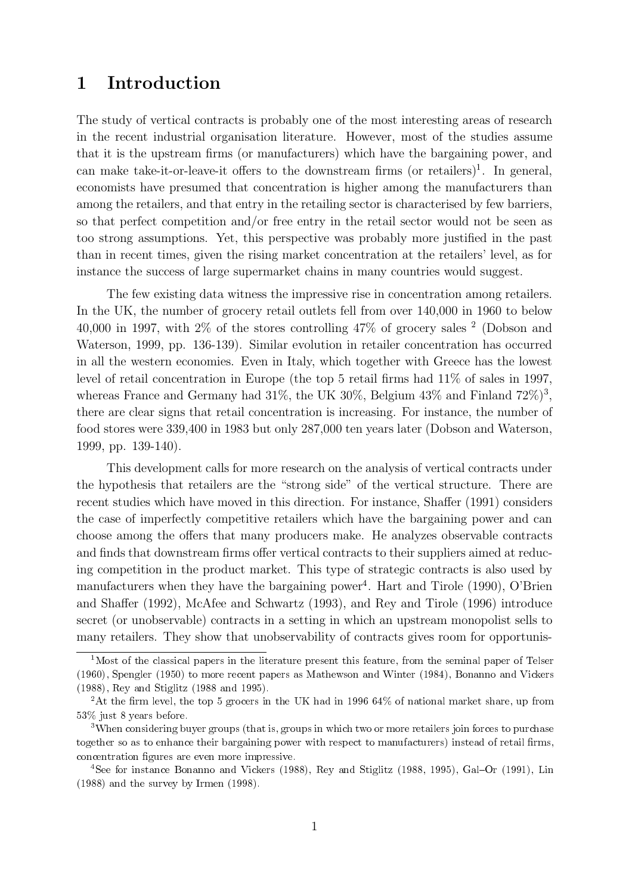# 1 Introduction

The study of vertical contracts is probably one of the most interesting areas of research in the recent industrial organisation literature. However, most of the studies assume that it is the upstream firms (or manufacturers) which have the bargaining power, and can make take-it-or-leave-it offers to the downstream firms (or retailers)[1]. In general, economists have presumed that concentration is higher among the manufacturers than among the retailers, and that entry in the retailing sector is characterised by few barriers, so that perfect competition and/or free entry in the retail sector would not be seen as too strong assumptions. Yet, this perspective was probably more justified in the past than in recent times, given the rising market concentration at the retailers' level, as for instance the success of large supermarket chains in many countries would suggest.

The few existing data witness the impressive rise in concentration among retailers. In the UK, the number of grocery retail outlets fell from over 140,000 in 1960 to below 40,000 in 1997, with 2% of the stores controlling 47% of grocery sales [2] (Dobson and Waterson, 1999, pp. 136-139). Similar evolution in retailer concentration has occurred in all the western economies. Even in Italy, which together with Greece has the lowest level of retail concentration in Europe (the top 5 retail firms had 11% of sales in 1997, whereas France and Germany had 31%, the UK 30%, Belgium 43% and Finland 72%)[3], there are clear signs that retail concentration is increasing. For instance, the number of food stores were 339,400 in 1983 but only 287,000 ten years later (Dobson and Waterson, 1999, pp. 139-140).

This development calls for more research on the analysis of vertical contracts under the hypothesis that retailers are the "strong side" of the vertical structure. There are recent studies which have moved in this direction. For instance, Shaffer (1991) considers the case of imperfectly competitive retailers which have the bargaining power and can choose among the offers that many producers make. He analyzes observable contracts and finds that downstream firms offer vertical contracts to their suppliers aimed at reducing competition in the product market. This type of strategic contracts is also used by manufacturers when they have the bargaining power[4]. Hart and Tirole (1990), O'Brien and Shaffer (1992), McAfee and Schwartz (1993), and Rey and Tirole (1996) introduce secret (or unobservable) contracts in a setting in which an upstream monopolist sells to many retailers. They show that unobservability of contracts gives room for opportunis-

[1] Most of the classical papers in the literature present this feature, from the seminal paper of Telser (1960), Spengler (1950) to more recent papers as Mathewson and Winter (1984), Bonanno and Vickers (1988), Rey and Stiglitz (1988 and 1995).

[2] At the firm level, the top 5 grocers in the UK had in 1996 64% of national market share, up from 53% just 8 years before.

[3] When considering buyer groups (that is, groups in which two or more retailers join forces to purchase together so as to enhance their bargaining power with respect to manufacturers) instead of retail firms, concentration figures are even more impressive.

[4] See for instance Bonanno and Vickers (1988), Rey and Stiglitz (1988, 1995), Gal–Or (1991), Lin (1988) and the survey by Irmen (1998).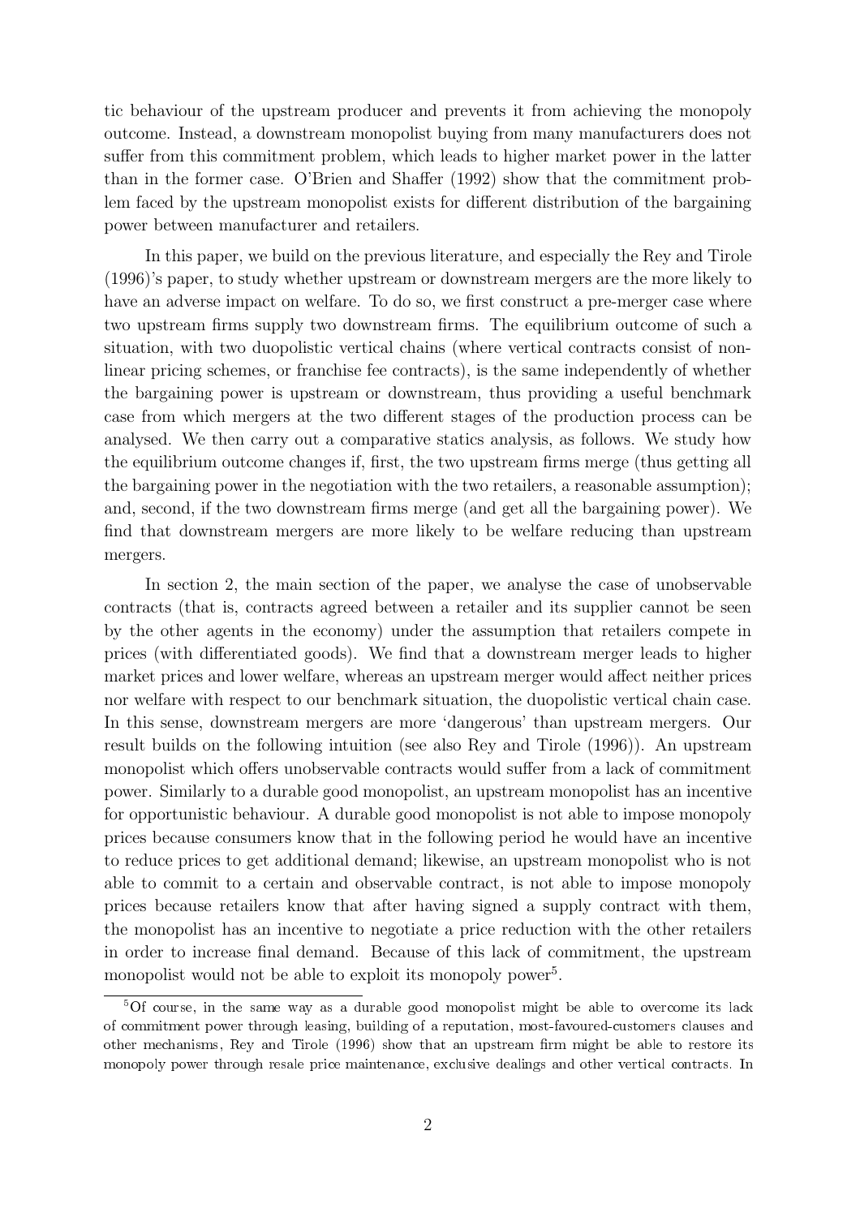tic behaviour of the upstream producer and prevents it from achieving the monopoly outcome. Instead, a downstream monopolist buying from many manufacturers does not suffer from this commitment problem, which leads to higher market power in the latter than in the former case. O'Brien and Shaffer (1992) show that the commitment problem faced by the upstream monopolist exists for different distribution of the bargaining power between manufacturer and retailers.

In this paper, we build on the previous literature, and especially the Rey and Tirole (1996)'s paper, to study whether upstream or downstream mergers are the more likely to have an adverse impact on welfare. To do so, we first construct a pre-merger case where two upstream firms supply two downstream firms. The equilibrium outcome of such a situation, with two duopolistic vertical chains (where vertical contracts consist of non-linear pricing schemes, or franchise fee contracts), is the same independently of whether the bargaining power is upstream or downstream, thus providing a useful benchmark case from which mergers at the two different stages of the production process can be analysed. We then carry out a comparative statics analysis, as follows. We study how the equilibrium outcome changes if, first, the two upstream firms merge (thus getting all the bargaining power in the negotiation with the two retailers, a reasonable assumption); and, second, if the two downstream firms merge (and get all the bargaining power). We find that downstream mergers are more likely to be welfare reducing than upstream mergers.

In section 2, the main section of the paper, we analyse the case of unobservable contracts (that is, contracts agreed between a retailer and its supplier cannot be seen by the other agents in the economy) under the assumption that retailers compete in prices (with differentiated goods). We find that a downstream merger leads to higher market prices and lower welfare, whereas an upstream merger would affect neither prices nor welfare with respect to our benchmark situation, the duopolistic vertical chain case. In this sense, downstream mergers are more 'dangerous' than upstream mergers. Our result builds on the following intuition (see also Rey and Tirole (1996)). An upstream monopolist which offers unobservable contracts would suffer from a lack of commitment power. Similarly to a durable good monopolist, an upstream monopolist has an incentive for opportunistic behaviour. A durable good monopolist is not able to impose monopoly prices because consumers know that in the following period he would have an incentive to reduce prices to get additional demand; likewise, an upstream monopolist who is not able to commit to a certain and observable contract, is not able to impose monopoly prices because retailers know that after having signed a supply contract with them, the monopolist has an incentive to negotiate a price reduction with the other retailers in order to increase final demand. Because of this lack of commitment, the upstream monopolist would not be able to exploit its monopoly power[5].

[5] Of course, in the same way as a durable good monopolist might be able to overcome its lack of commitment power through leasing, building of a reputation, most-favoured-customers clauses and other mechanisms, Rey and Tirole (1996) show that an upstream firm might be able to restore its monopoly power through resale price maintenance, exclusive dealings and other vertical contracts. In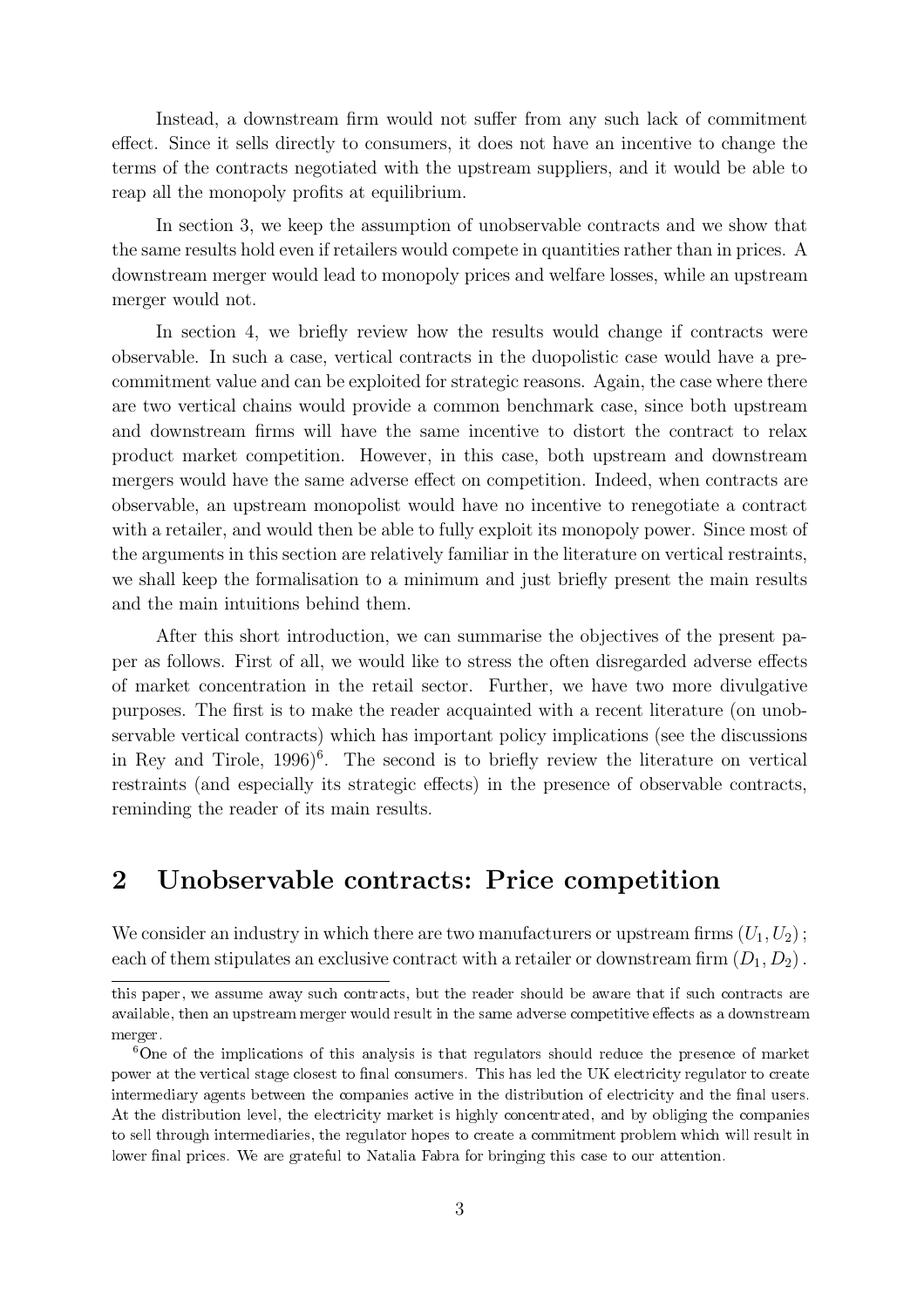Instead, a downstream firm would not suffer from any such lack of commitment effect. Since it sells directly to consumers, it does not have an incentive to change the terms of the contracts negotiated with the upstream suppliers, and it would be able to reap all the monopoly profits at equilibrium.

In section 3, we keep the assumption of unobservable contracts and we show that the same results hold even if retailers would compete in quantities rather than in prices. A downstream merger would lead to monopoly prices and welfare losses, while an upstream merger would not.

In section 4, we briefly review how the results would change if contracts were observable. In such a case, vertical contracts in the duopolistic case would have a pre-commitment value and can be exploited for strategic reasons. Again, the case where there are two vertical chains would provide a common benchmark case, since both upstream and downstream firms will have the same incentive to distort the contract to relax product market competition. However, in this case, both upstream and downstream mergers would have the same adverse effect on competition. Indeed, when contracts are observable, an upstream monopolist would have no incentive to renegotiate a contract with a retailer, and would then be able to fully exploit its monopoly power. Since most of the arguments in this section are relatively familiar in the literature on vertical restraints, we shall keep the formalisation to a minimum and just briefly present the main results and the main intuitions behind them.

After this short introduction, we can summarise the objectives of the present paper as follows. First of all, we would like to stress the often disregarded adverse effects of market concentration in the retail sector. Further, we have two more divulgative purposes. The first is to make the reader acquainted with a recent literature (on unobservable vertical contracts) which has important policy implications (see the discussions in Rey and Tirole, 1996)[6]. The second is to briefly review the literature on vertical restraints (and especially its strategic effects) in the presence of observable contracts, reminding the reader of its main results.

## 2 Unobservable contracts: Price competition

We consider an industry in which there are two manufacturers or upstream firms $(U_1, U_2)$; each of them stipulates an exclusive contract with a retailer or downstream firm $(D_1, D_2)$.

---

this paper, we assume away such contracts, but the reader should be aware that if such contracts are available, then an upstream merger would result in the same adverse competitive effects as a downstream merger.

[6] One of the implications of this analysis is that regulators should reduce the presence of market power at the vertical stage closest to final consumers. This has led the UK electricity regulator to create intermediary agents between the companies active in the distribution of electricity and the final users. At the distribution level, the electricity market is highly concentrated, and by obliging the companies to sell through intermediaries, the regulator hopes to create a commitment problem which will result in lower final prices. We are grateful to Natalia Fabra for bringing this case to our attention.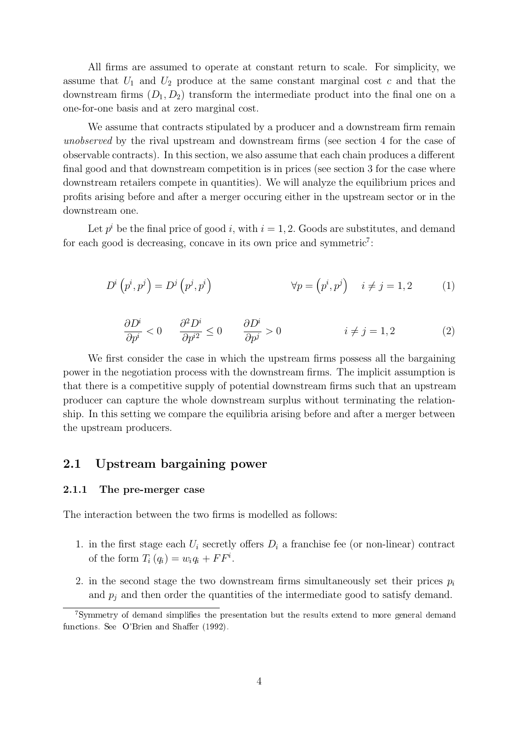All firms are assumed to operate at constant return to scale. For simplicity, we assume that $U_1$ and $U_2$ produce at the same constant marginal cost $c$ and that the downstream firms $(D_1, D_2)$ transform the intermediate product into the final one on a one-for-one basis and at zero marginal cost.

We assume that contracts stipulated by a producer and a downstream firm remain *unobserved* by the rival upstream and downstream firms (see section 4 for the case of observable contracts). In this section, we also assume that each chain produces a different final good and that downstream competition is in prices (see section 3 for the case where downstream retailers compete in quantities). We will analyze the equilibrium prices and profits arising before and after a merger occuring either in the upstream sector or in the downstream one.

Let $p^i$ be the final price of good $i$, with $i = 1, 2$. Goods are substitutes, and demand for each good is decreasing, concave in its own price and symmetric[7]:

$$D^i\left(p^i, p^j\right) = D^j\left(p^j, p^i\right) \qquad \forall p = \left(p^i, p^j\right) \quad i \neq j = 1, 2 \tag{1}$$

$$\frac{\partial D^i}{\partial p^i} < 0 \qquad \frac{\partial^2 D^i}{\partial p^{i2}} \leq 0 \qquad \frac{\partial D^i}{\partial p^j} > 0 \qquad i \neq j = 1, 2 \tag{2}$$

We first consider the case in which the upstream firms possess all the bargaining power in the negotiation process with the downstream firms. The implicit assumption is that there is a competitive supply of potential downstream firms such that an upstream producer can capture the whole downstream surplus without terminating the relationship. In this setting we compare the equilibria arising before and after a merger between the upstream producers.

## 2.1 Upstream bargaining power

### 2.1.1 The pre-merger case

The interaction between the two firms is modelled as follows:

1. in the first stage each $U_i$ secretly offers $D_i$ a franchise fee (or non-linear) contract of the form $T_i(q_i) = w_i q_i + FF^i$.
2. in the second stage the two downstream firms simultaneously set their prices $p_i$ and $p_j$ and then order the quantities of the intermediate good to satisfy demand.

[7] Symmetry of demand simplifies the presentation but the results extend to more general demand functions. See O'Brien and Shaffer (1992).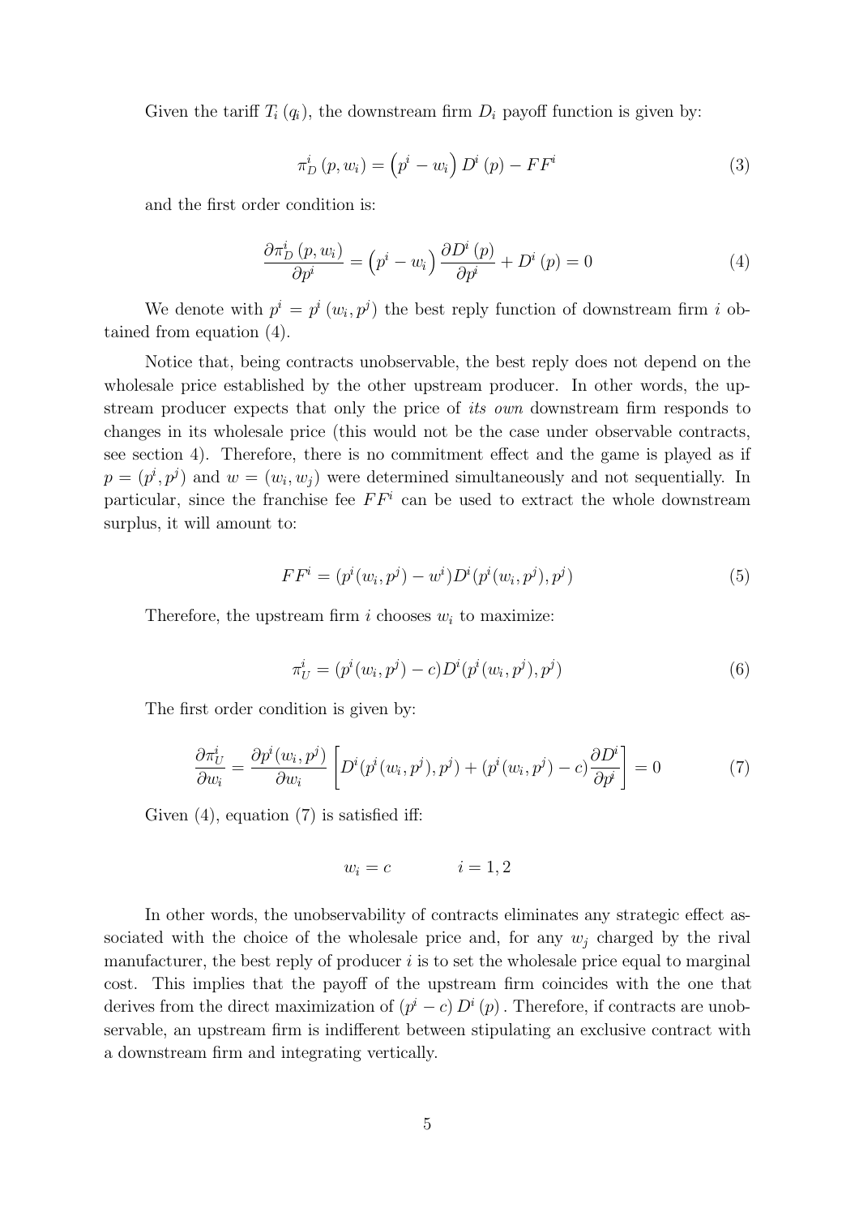Given the tariff $T_i(q_i)$, the downstream firm $D_i$ payoff function is given by:

$$\pi_D^i(p, w_i) = \left(p^i - w_i\right) D^i(p) - FF^i \tag{3}$$

and the first order condition is:

$$\frac{\partial \pi_D^i(p, w_i)}{\partial p^i} = \left(p^i - w_i\right) \frac{\partial D^i(p)}{\partial p^i} + D^i(p) = 0 \tag{4}$$

We denote with $p^i = p^i(w_i, p^j)$ the best reply function of downstream firm $i$ obtained from equation (4).

Notice that, being contracts unobservable, the best reply does not depend on the wholesale price established by the other upstream producer. In other words, the upstream producer expects that only the price of *its own* downstream firm responds to changes in its wholesale price (this would not be the case under observable contracts, see section 4). Therefore, there is no commitment effect and the game is played as if $p = (p^i, p^j)$ and $w = (w_i, w_j)$ were determined simultaneously and not sequentially. In particular, since the franchise fee $FF^i$ can be used to extract the whole downstream surplus, it will amount to:

$$FF^i = (p^i(w_i, p^j) - w^i)D^i(p^i(w_i, p^j), p^j) \tag{5}$$

Therefore, the upstream firm $i$ chooses $w_i$ to maximize:

$$\pi_U^i = (p^i(w_i, p^j) - c)D^i(p^i(w_i, p^j), p^j) \tag{6}$$

The first order condition is given by:

$$\frac{\partial \pi_U^i}{\partial w_i} = \frac{\partial p^i(w_i, p^j)}{\partial w_i} \left[ D^i(p^i(w_i, p^j), p^j) + (p^i(w_i, p^j) - c)\frac{\partial D^i}{\partial p^i} \right] = 0 \tag{7}$$

Given (4), equation (7) is satisfied iff:

$$w_i = c \qquad\qquad i = 1, 2$$

In other words, the unobservability of contracts eliminates any strategic effect associated with the choice of the wholesale price and, for any $w_j$ charged by the rival manufacturer, the best reply of producer $i$ is to set the wholesale price equal to marginal cost. This implies that the payoff of the upstream firm coincides with the one that derives from the direct maximization of $(p^i - c) D^i(p)$. Therefore, if contracts are unobservable, an upstream firm is indifferent between stipulating an exclusive contract with a downstream firm and integrating vertically.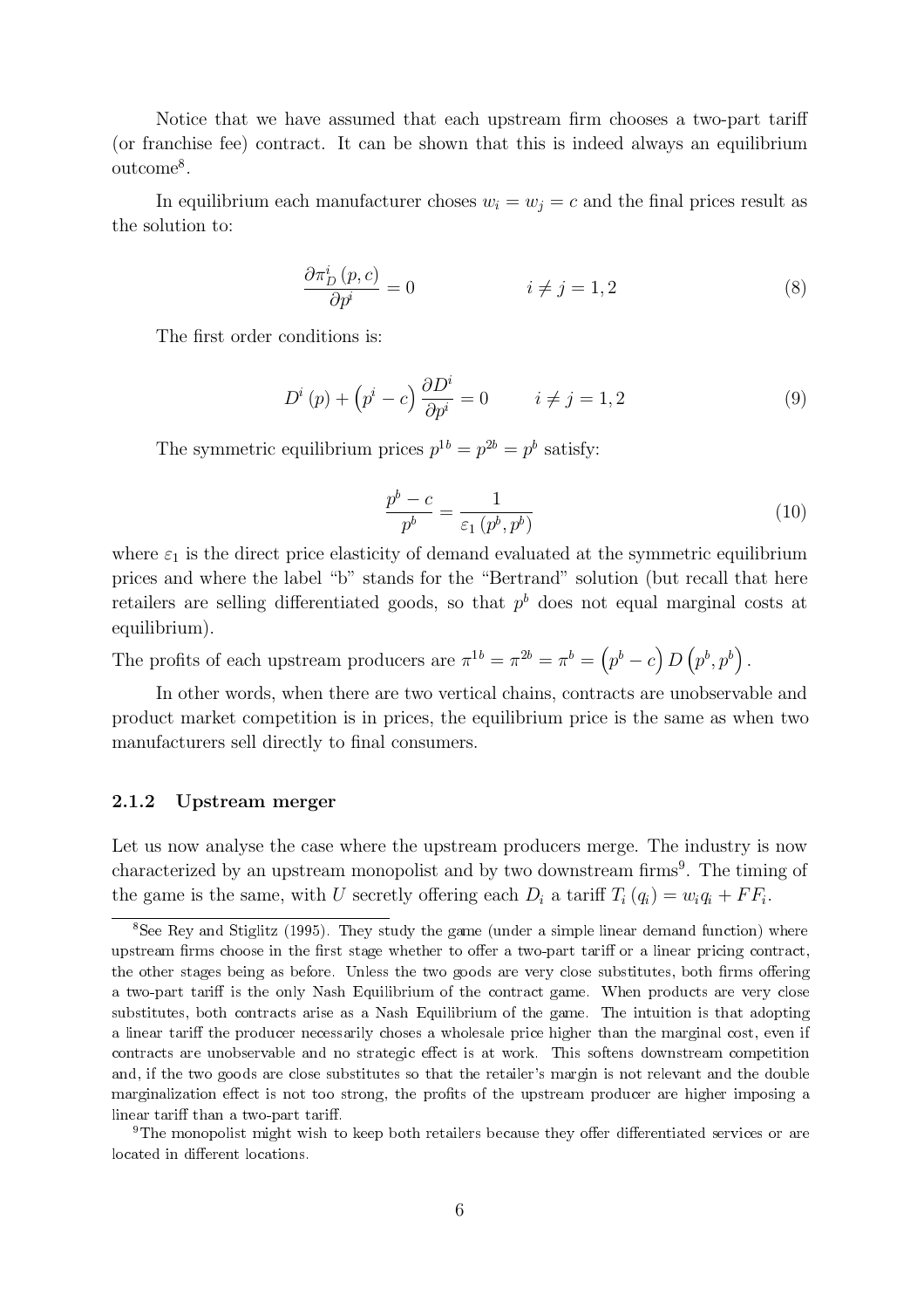Notice that we have assumed that each upstream firm chooses a two-part tariff (or franchise fee) contract. It can be shown that this is indeed always an equilibrium outcome[8].

In equilibrium each manufacturer choses $w_i = w_j = c$ and the final prices result as the solution to:

$$\frac{\partial \pi_D^i (p, c)}{\partial p^i} = 0 \qquad\qquad i \neq j = 1, 2 \tag{8}$$

The first order conditions is:

$$D^i (p) + \left(p^i - c\right) \frac{\partial D^i}{\partial p^i} = 0 \qquad i \neq j = 1, 2 \tag{9}$$

The symmetric equilibrium prices $p^{1b} = p^{2b} = p^b$ satisfy:

$$\frac{p^b - c}{p^b} = \frac{1}{\varepsilon_1 (p^b, p^b)} \tag{10}$$

where $\varepsilon_1$ is the direct price elasticity of demand evaluated at the symmetric equilibrium prices and where the label "b" stands for the "Bertrand" solution (but recall that here retailers are selling differentiated goods, so that $p^b$ does not equal marginal costs at equilibrium).

The profits of each upstream producers are $\pi^{1b} = \pi^{2b} = \pi^b = \left(p^b - c\right) D\left(p^b, p^b\right)$.

In other words, when there are two vertical chains, contracts are unobservable and product market competition is in prices, the equilibrium price is the same as when two manufacturers sell directly to final consumers.

### 2.1.2 Upstream merger

Let us now analyse the case where the upstream producers merge. The industry is now characterized by an upstream monopolist and by two downstream firms[9]. The timing of the game is the same, with $U$ secretly offering each $D_i$ a tariff $T_i (q_i) = w_i q_i + FF_i$.

[8] See Rey and Stiglitz (1995). They study the game (under a simple linear demand function) where upstream firms choose in the first stage whether to offer a two-part tariff or a linear pricing contract, the other stages being as before. Unless the two goods are very close substitutes, both firms offering a two-part tariff is the only Nash Equilibrium of the contract game. When products are very close substitutes, both contracts arise as a Nash Equilibrium of the game. The intuition is that adopting a linear tariff the producer necessarily choses a wholesale price higher than the marginal cost, even if contracts are unobservable and no strategic effect is at work. This softens downstream competition and, if the two goods are close substitutes so that the retailer's margin is not relevant and the double marginalization effect is not too strong, the profits of the upstream producer are higher imposing a linear tariff than a two-part tariff.

[9] The monopolist might wish to keep both retailers because they offer differentiated services or are located in different locations.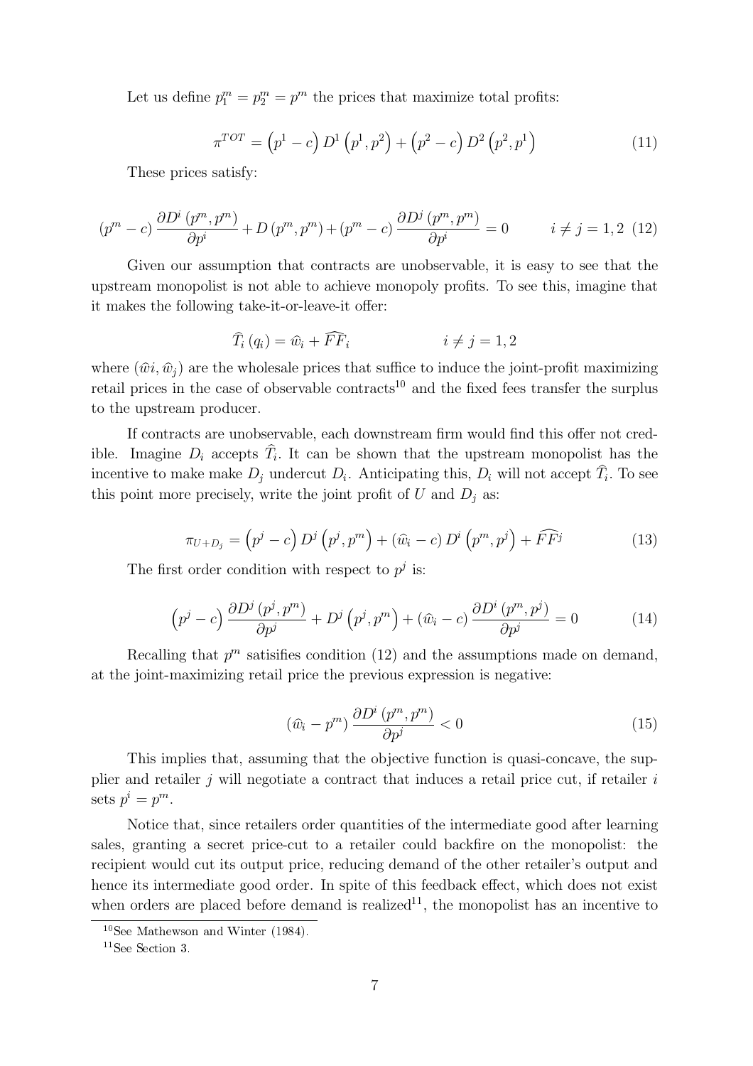Let us define $p_1^m = p_2^m = p^m$ the prices that maximize total profits:

$$\pi^{TOT} = \left(p^1 - c\right) D^1 \left(p^1, p^2\right) + \left(p^2 - c\right) D^2 \left(p^2, p^1\right) \tag{11}$$

These prices satisfy:

$$\left(p^m - c\right) \frac{\partial D^i \left(p^m, p^m\right)}{\partial p^i} + D \left(p^m, p^m\right) + \left(p^m - c\right) \frac{\partial D^j \left(p^m, p^m\right)}{\partial p^i} = 0 \qquad i \neq j = 1, 2 \tag{12}$$

Given our assumption that contracts are unobservable, it is easy to see that the upstream monopolist is not able to achieve monopoly profits. To see this, imagine that it makes the following take-it-or-leave-it offer:

$$\widehat{T}_i \left(q_i\right) = \widehat{w}_i + \widehat{FF}_i \qquad\qquad i \neq j = 1, 2$$

where $(\widehat{w}i, \widehat{w}_j)$ are the wholesale prices that suffice to induce the joint-profit maximizing retail prices in the case of observable contracts[10] and the fixed fees transfer the surplus to the upstream producer.

If contracts are unobservable, each downstream firm would find this offer not credible. Imagine $D_i$ accepts $\widehat{T}_i$. It can be shown that the upstream monopolist has the incentive to make make $D_j$ undercut $D_i$. Anticipating this, $D_i$ will not accept $\widehat{T}_i$. To see this point more precisely, write the joint profit of $U$ and $D_j$ as:

$$\pi_{U+D_j} = \left(p^j - c\right) D^j \left(p^j, p^m\right) + \left(\widehat{w}_i - c\right) D^i \left(p^m, p^j\right) + \widehat{FF}^j \tag{13}$$

The first order condition with respect to $p^j$ is:

$$\left(p^j - c\right) \frac{\partial D^j \left(p^j, p^m\right)}{\partial p^j} + D^j \left(p^j, p^m\right) + \left(\widehat{w}_i - c\right) \frac{\partial D^i \left(p^m, p^j\right)}{\partial p^j} = 0 \tag{14}$$

Recalling that $p^m$ satisifies condition (12) and the assumptions made on demand, at the joint-maximizing retail price the previous expression is negative:

$$\left(\widehat{w}_i - p^m\right) \frac{\partial D^i \left(p^m, p^m\right)}{\partial p^j} < 0 \tag{15}$$

This implies that, assuming that the objective function is quasi-concave, the supplier and retailer $j$ will negotiate a contract that induces a retail price cut, if retailer $i$ sets $p^i = p^m$.

Notice that, since retailers order quantities of the intermediate good after learning sales, granting a secret price-cut to a retailer could backfire on the monopolist: the recipient would cut its output price, reducing demand of the other retailer's output and hence its intermediate good order. In spite of this feedback effect, which does not exist when orders are placed before demand is realized[11], the monopolist has an incentive to

[10] See Mathewson and Winter (1984).

[11] See Section 3.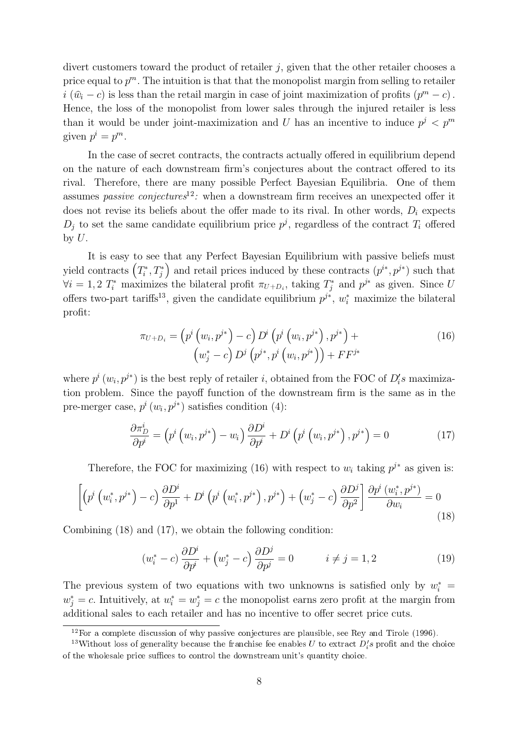divert customers toward the product of retailer $j$, given that the other retailer chooses a price equal to $p^m$. The intuition is that that the monopolist margin from selling to retailer $i$ $(\widehat{w}_i - c)$ is less than the retail margin in case of joint maximization of profits $(p^m - c)$. Hence, the loss of the monopolist from lower sales through the injured retailer is less than it would be under joint-maximization and $U$ has an incentive to induce $p^j < p^m$ given $p^i = p^m$.

In the case of secret contracts, the contracts actually offered in equilibrium depend on the nature of each downstream firm's conjectures about the contract offered to its rival. Therefore, there are many possible Perfect Bayesian Equilibria. One of them assumes *passive conjectures*[12]*:* when a downstream firm receives an unexpected offer it does not revise its beliefs about the offer made to its rival. In other words, $D_i$ expects $D_j$ to set the same candidate equilibrium price $p^j$, regardless of the contract $T_i$ offered by $U$.

It is easy to see that any Perfect Bayesian Equilibrium with passive beliefs must yield contracts $\left(T_i^*, T_j^*\right)$ and retail prices induced by these contracts $(p^{i*}, p^{j*})$ such that $\forall i = 1, 2$ $T_i^*$ maximizes the bilateral profit $\pi_{U+D_i}$, taking $T_j^*$ and $p^{j*}$ as given. Since $U$ offers two-part tariffs[13], given the candidate equilibrium $p^{j*}$, $w_i^*$ maximize the bilateral profit:

$$\pi_{U+D_i} = \left(p^i\left(w_i, p^{j*}\right) - c\right) D^i\left(p^i\left(w_i, p^{j*}\right), p^{j*}\right) + \left(w_j^* - c\right) D^j\left(p^{j*}, p^i\left(w_i, p^{j*}\right)\right) + FF^{j*} \tag{16}$$

where $p^i\left(w_i, p^{j*}\right)$ is the best reply of retailer $i$, obtained from the FOC of $D_i^\prime s$ maximization problem. Since the payoff function of the downstream firm is the same as in the pre-merger case, $p^i\left(w_i, p^{j*}\right)$ satisfies condition (4):

$$\frac{\partial \pi_D^i}{\partial p^i} = \left(p^i\left(w_i, p^{j*}\right) - w_i\right)\frac{\partial D^i}{\partial p^i} + D^i\left(p^i\left(w_i, p^{j*}\right), p^{j*}\right) = 0 \tag{17}$$

Therefore, the FOC for maximizing (16) with respect to $w_i$ taking $p^{j*}$ as given is:

$$\left[\left(p^i\left(w_i^*, p^{j*}\right) - c\right)\frac{\partial D^i}{\partial p^1} + D^i\left(p^i\left(w_i^*, p^{j*}\right), p^{j*}\right) + \left(w_j^* - c\right)\frac{\partial D^j}{\partial p^2}\right]\frac{\partial p^i\left(w_i^*, p^{j*}\right)}{\partial w_i} = 0 \tag{18}$$

Combining (18) and (17), we obtain the following condition:

$$\left(w_i^* - c\right)\frac{\partial D^i}{\partial p^i} + \left(w_j^* - c\right)\frac{\partial D^j}{\partial p^j} = 0 \qquad i \neq j = 1, 2 \tag{19}$$

The previous system of two equations with two unknowns is satisfied only by $w_i^* = w_j^* = c$. Intuitively, at $w_i^* = w_j^* = c$ the monopolist earns zero profit at the margin from additional sales to each retailer and has no incentive to offer secret price cuts.

[12] For a complete discussion of why passive conjectures are plausible, see Rey and Tirole (1996).

[13] Without loss of generality because the franchise fee enables $U$ to extract $D_i^\prime s$ profit and the choice of the wholesale price suffices to control the downstream unit's quantity choice.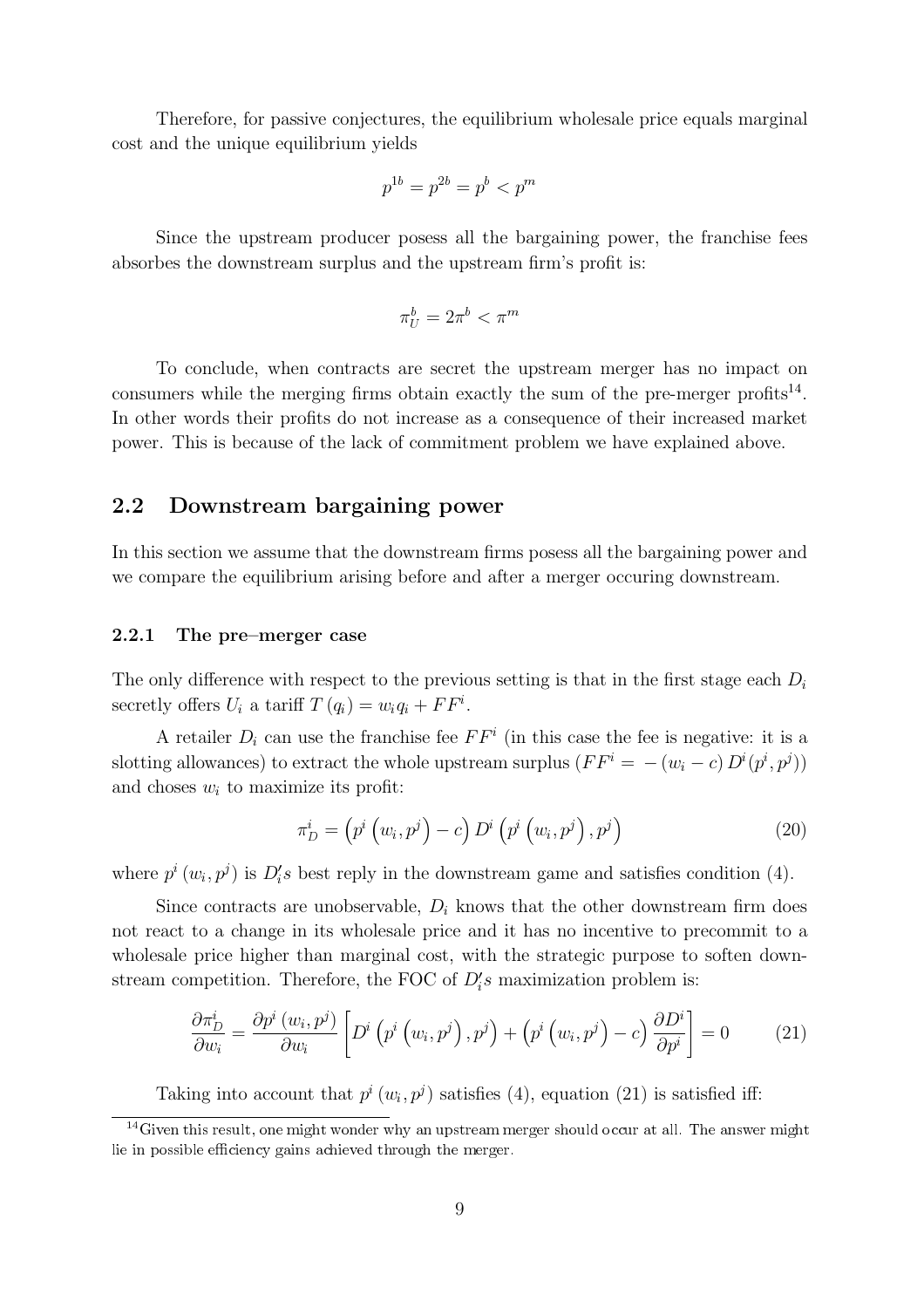Therefore, for passive conjectures, the equilibrium wholesale price equals marginal cost and the unique equilibrium yields

$$p^{1b} = p^{2b} = p^{b} < p^{m}$$

Since the upstream producer posess all the bargaining power, the franchise fees absorbes the downstream surplus and the upstream firm's profit is:

$$\pi_U^b = 2\pi^b < \pi^m$$

To conclude, when contracts are secret the upstream merger has no impact on consumers while the merging firms obtain exactly the sum of the pre-merger profits[14]. In other words their profits do not increase as a consequence of their increased market power. This is because of the lack of commitment problem we have explained above.

## 2.2 Downstream bargaining power

In this section we assume that the downstream firms posess all the bargaining power and we compare the equilibrium arising before and after a merger occuring downstream.

### 2.2.1 The pre–merger case

The only difference with respect to the previous setting is that in the first stage each $D_i$ secretly offers $U_i$ a tariff $T(q_i) = w_i q_i + FF^i$.

A retailer $D_i$ can use the franchise fee $FF^i$ (in this case the fee is negative: it is a slotting allowances) to extract the whole upstream surplus ($FF^i = -(w_i - c) D^i(p^i, p^j)$) and choses $w_i$ to maximize its profit:

$$\pi_D^i = \left(p^i\left(w_i, p^j\right) - c\right) D^i\left(p^i\left(w_i, p^j\right), p^j\right) \tag{20}$$

where $p^i(w_i, p^j)$ is $D_i' s$ best reply in the downstream game and satisfies condition (4).

Since contracts are unobservable, $D_i$ knows that the other downstream firm does not react to a change in its wholesale price and it has no incentive to precommit to a wholesale price higher than marginal cost, with the strategic purpose to soften downstream competition. Therefore, the FOC of $D_i' s$ maximization problem is:

$$\frac{\partial \pi_D^i}{\partial w_i} = \frac{\partial p^i(w_i, p^j)}{\partial w_i}\left[D^i\left(p^i\left(w_i, p^j\right), p^j\right) + \left(p^i\left(w_i, p^j\right) - c\right)\frac{\partial D^i}{\partial p^i}\right] = 0 \tag{21}$$

Taking into account that $p^i(w_i, p^j)$ satisfies (4), equation (21) is satisfied iff:

[14] Given this result, one might wonder why an upstream merger should occur at all. The answer might lie in possible efficiency gains achieved through the merger.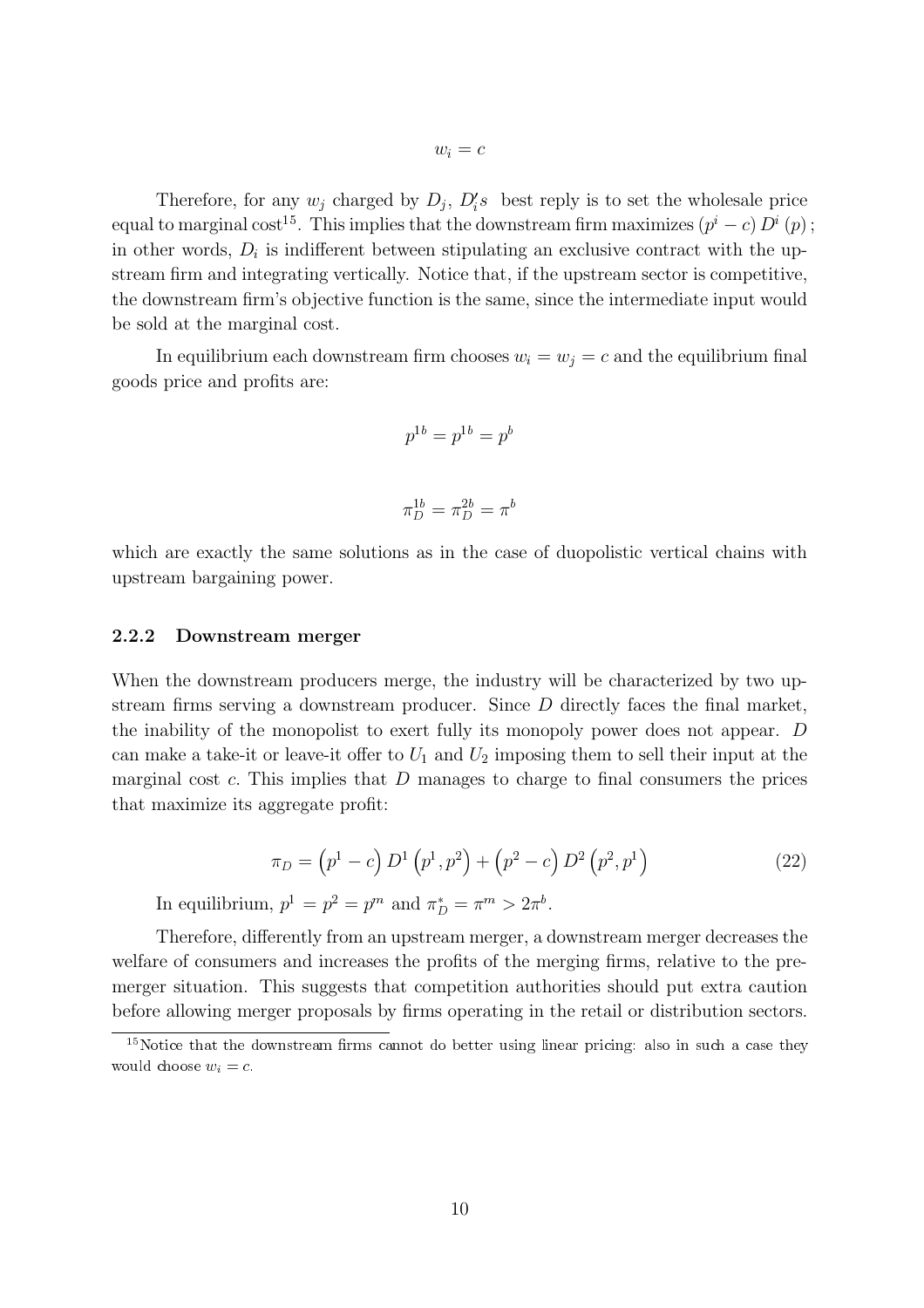$$w_i = c$$

Therefore, for any $w_j$ charged by $D_j$, $D_i'$s best reply is to set the wholesale price equal to marginal cost[15]. This implies that the downstream firm maximizes $(p^i - c) D^i(p)$; in other words, $D_i$ is indifferent between stipulating an exclusive contract with the upstream firm and integrating vertically. Notice that, if the upstream sector is competitive, the downstream firm's objective function is the same, since the intermediate input would be sold at the marginal cost.

In equilibrium each downstream firm chooses $w_i = w_j = c$ and the equilibrium final goods price and profits are:

$$p^{1b} = p^{1b} = p^b$$

$$\pi_D^{1b} = \pi_D^{2b} = \pi^b$$

which are exactly the same solutions as in the case of duopolistic vertical chains with upstream bargaining power.

### 2.2.2 Downstream merger

When the downstream producers merge, the industry will be characterized by two upstream firms serving a downstream producer. Since $D$ directly faces the final market, the inability of the monopolist to exert fully its monopoly power does not appear. $D$ can make a take-it or leave-it offer to $U_1$ and $U_2$ imposing them to sell their input at the marginal cost $c$. This implies that $D$ manages to charge to final consumers the prices that maximize its aggregate profit:

$$\pi_D = \left(p^1 - c\right) D^1\left(p^1, p^2\right) + \left(p^2 - c\right) D^2\left(p^2, p^1\right) \tag{22}$$

In equilibrium, $p^1 = p^2 = p^m$ and $\pi_D^* = \pi^m > 2\pi^b$.

Therefore, differently from an upstream merger, a downstream merger decreases the welfare of consumers and increases the profits of the merging firms, relative to the pre-merger situation. This suggests that competition authorities should put extra caution before allowing merger proposals by firms operating in the retail or distribution sectors.

[15] Notice that the downstream firms cannot do better using linear pricing: also in such a case they would choose $w_i = c$.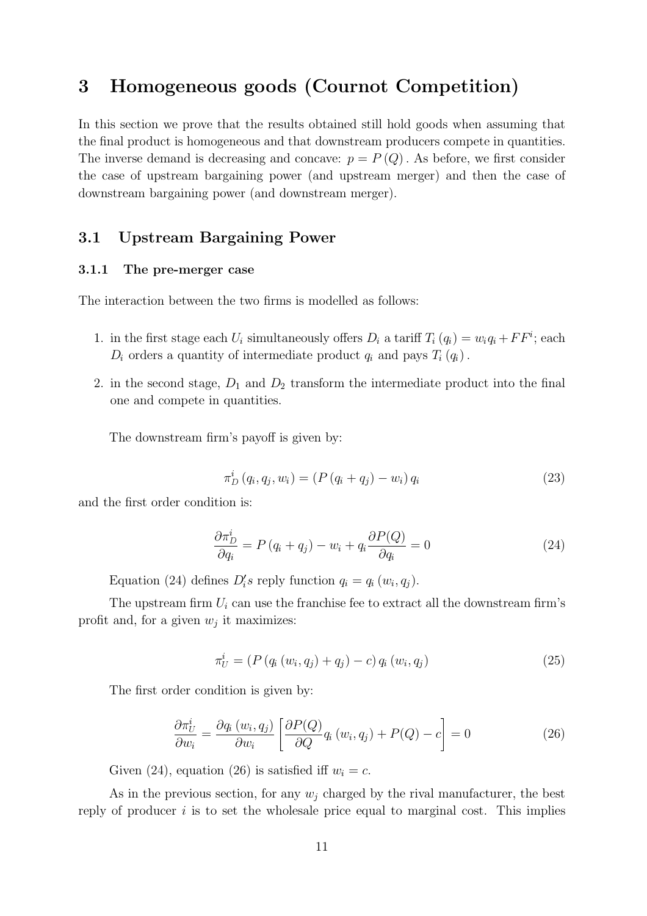# 3 Homogeneous goods (Cournot Competition)

In this section we prove that the results obtained still hold goods when assuming that the final product is homogeneous and that downstream producers compete in quantities. The inverse demand is decreasing and concave: $p = P(Q)$. As before, we first consider the case of upstream bargaining power (and upstream merger) and then the case of downstream bargaining power (and downstream merger).

## 3.1 Upstream Bargaining Power

### 3.1.1 The pre-merger case

The interaction between the two firms is modelled as follows:

1. in the first stage each $U_i$ simultaneously offers $D_i$ a tariff $T_i(q_i) = w_i q_i + FF^i$; each $D_i$ orders a quantity of intermediate product $q_i$ and pays $T_i(q_i)$.
2. in the second stage, $D_1$ and $D_2$ transform the intermediate product into the final one and compete in quantities.

The downstream firm's payoff is given by:

$$\pi_D^i(q_i, q_j, w_i) = (P(q_i + q_j) - w_i) q_i \tag{23}$$

and the first order condition is:

$$\frac{\partial \pi_D^i}{\partial q_i} = P(q_i + q_j) - w_i + q_i \frac{\partial P(Q)}{\partial q_i} = 0 \tag{24}$$

Equation (24) defines $D_i'$s reply function $q_i = q_i(w_i, q_j)$.

The upstream firm $U_i$ can use the franchise fee to extract all the downstream firm's profit and, for a given $w_j$ it maximizes:

$$\pi_U^i = (P(q_i(w_i, q_j) + q_j) - c) q_i(w_i, q_j) \tag{25}$$

The first order condition is given by:

$$\frac{\partial \pi_U^i}{\partial w_i} = \frac{\partial q_i(w_i, q_j)}{\partial w_i} \left[ \frac{\partial P(Q)}{\partial Q} q_i(w_i, q_j) + P(Q) - c \right] = 0 \tag{26}$$

Given (24), equation (26) is satisfied iff $w_i = c$.

As in the previous section, for any $w_j$ charged by the rival manufacturer, the best reply of producer $i$ is to set the wholesale price equal to marginal cost. This implies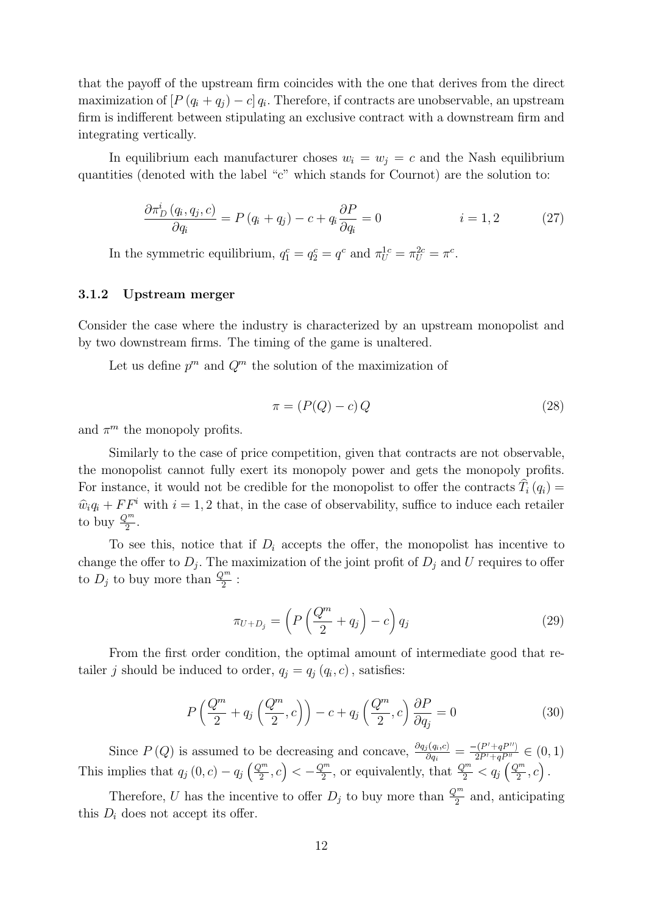that the payoff of the upstream firm coincides with the one that derives from the direct maximization of $[P(q_i + q_j) - c]\, q_i$. Therefore, if contracts are unobservable, an upstream firm is indifferent between stipulating an exclusive contract with a downstream firm and integrating vertically.

In equilibrium each manufacturer choses $w_i = w_j = c$ and the Nash equilibrium quantities (denoted with the label "c" which stands for Cournot) are the solution to:

$$\frac{\partial \pi_D^i (q_i, q_j, c)}{\partial q_i} = P(q_i + q_j) - c + q_i \frac{\partial P}{\partial q_i} = 0 \qquad\qquad i = 1, 2 \tag{27}$$

In the symmetric equilibrium, $q_1^c = q_2^c = q^c$ and $\pi_U^{1c} = \pi_U^{2c} = \pi^c$.

### 3.1.2 Upstream merger

Consider the case where the industry is characterized by an upstream monopolist and by two downstream firms. The timing of the game is unaltered.

Let us define $p^m$ and $Q^m$ the solution of the maximization of

$$\pi = (P(Q) - c)\, Q \tag{28}$$

and $\pi^m$ the monopoly profits.

Similarly to the case of price competition, given that contracts are not observable, the monopolist cannot fully exert its monopoly power and gets the monopoly profits. For instance, it would not be credible for the monopolist to offer the contracts $\widehat{T}_i (q_i) = \widehat{w}_i q_i + FF^i$ with $i = 1, 2$ that, in the case of observability, suffice to induce each retailer to buy $\frac{Q^m}{2}$.

To see this, notice that if $D_i$ accepts the offer, the monopolist has incentive to change the offer to $D_j$. The maximization of the joint profit of $D_j$ and $U$ requires to offer to $D_j$ to buy more than $\frac{Q^m}{2}$ :

$$\pi_{U+D_j} = \left( P\left( \frac{Q^m}{2} + q_j \right) - c \right) q_j \tag{29}$$

From the first order condition, the optimal amount of intermediate good that retailer $j$ should be induced to order, $q_j = q_j(q_i, c)$, satisfies:

$$P\left( \frac{Q^m}{2} + q_j\left( \frac{Q^m}{2}, c \right) \right) - c + q_j\left( \frac{Q^m}{2}, c \right) \frac{\partial P}{\partial q_j} = 0 \tag{30}$$

Since $P(Q)$ is assumed to be decreasing and concave, $\frac{\partial q_j(q_i,c)}{\partial q_i} = \frac{-(P' + qP'')}{2P' + qP''} \in (0, 1)$ This implies that $q_j(0, c) - q_j\left( \frac{Q^m}{2}, c \right) < -\frac{Q^m}{2}$, or equivalently, that $\frac{Q^m}{2} < q_j\left( \frac{Q^m}{2}, c \right)$.

Therefore, $U$ has the incentive to offer $D_j$ to buy more than $\frac{Q^m}{2}$ and, anticipating this $D_i$ does not accept its offer.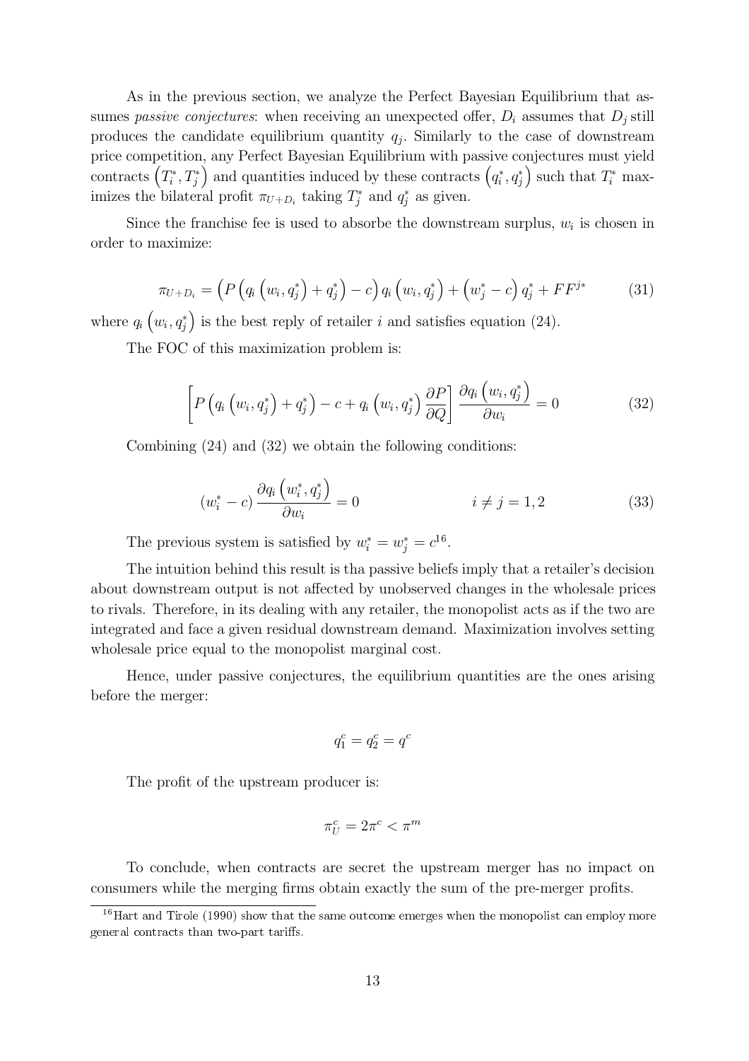As in the previous section, we analyze the Perfect Bayesian Equilibrium that assumes *passive conjectures*: when receiving an unexpected offer, $D_i$ assumes that $D_j$ still produces the candidate equilibrium quantity $q_j$. Similarly to the case of downstream price competition, any Perfect Bayesian Equilibrium with passive conjectures must yield contracts $\left(T_i^*, T_j^*\right)$ and quantities induced by these contracts $\left(q_i^*, q_j^*\right)$ such that $T_i^*$ maximizes the bilateral profit $\pi_{U+D_i}$ taking $T_j^*$ and $q_j^*$ as given.

Since the franchise fee is used to absorbe the downstream surplus, $w_i$ is chosen in order to maximize:

$$\pi_{U+D_i} = \left(P\left(q_i\left(w_i, q_j^*\right) + q_j^*\right) - c\right) q_i\left(w_i, q_j^*\right) + \left(w_j^* - c\right) q_j^* + FF^{j*} \tag{31}$$

where $q_i\left(w_i, q_j^*\right)$ is the best reply of retailer $i$ and satisfies equation (24).

The FOC of this maximization problem is:

$$\left[P\left(q_i\left(w_i, q_j^*\right) + q_j^*\right) - c + q_i\left(w_i, q_j^*\right) \frac{\partial P}{\partial Q}\right] \frac{\partial q_i\left(w_i, q_j^*\right)}{\partial w_i} = 0 \tag{32}$$

Combining (24) and (32) we obtain the following conditions:

$$\left(w_i^* - c\right) \frac{\partial q_i\left(w_i^*, q_j^*\right)}{\partial w_i} = 0 \qquad\qquad i \neq j = 1, 2 \tag{33}$$

The previous system is satisfied by $w_i^* = w_j^* = c$[16].

The intuition behind this result is tha passive beliefs imply that a retailer's decision about downstream output is not affected by unobserved changes in the wholesale prices to rivals. Therefore, in its dealing with any retailer, the monopolist acts as if the two are integrated and face a given residual downstream demand. Maximization involves setting wholesale price equal to the monopolist marginal cost.

Hence, under passive conjectures, the equilibrium quantities are the ones arising before the merger:

$$q_1^c = q_2^c = q^c$$

The profit of the upstream producer is:

$$\pi_U^c = 2\pi^c < \pi^m$$

To conclude, when contracts are secret the upstream merger has no impact on consumers while the merging firms obtain exactly the sum of the pre-merger profits.

[16] Hart and Tirole (1990) show that the same outcome emerges when the monopolist can employ more general contracts than two-part tariffs.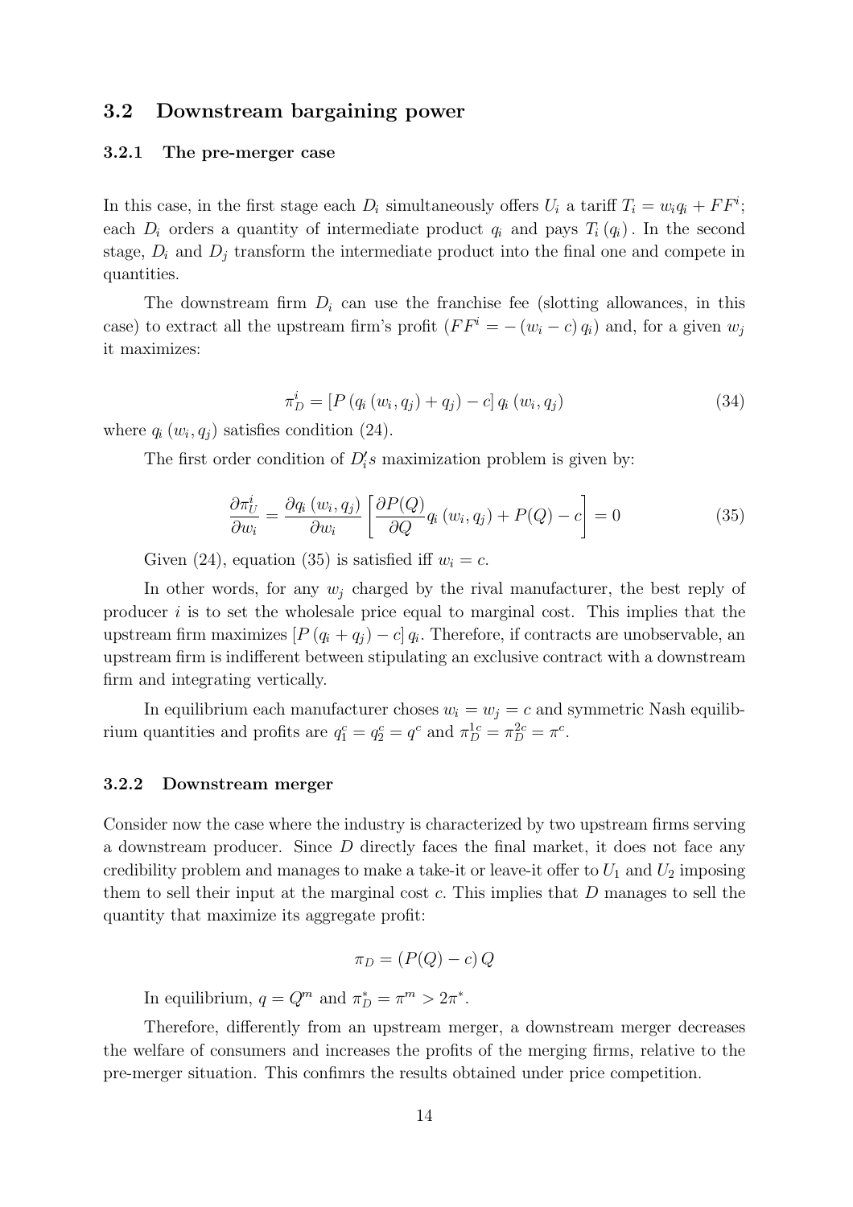### 3.2 Downstream bargaining power

#### 3.2.1 The pre-merger case

In this case, in the first stage each $D_i$ simultaneously offers $U_i$ a tariff $T_i = w_i q_i + FF^i$; each $D_i$ orders a quantity of intermediate product $q_i$ and pays $T_i(q_i)$. In the second stage, $D_i$ and $D_j$ transform the intermediate product into the final one and compete in quantities.

The downstream firm $D_i$ can use the franchise fee (slotting allowances, in this case) to extract all the upstream firm's profit ($FF^i = -(w_i - c) q_i$) and, for a given $w_j$ it maximizes:

$$\pi_D^i = [P(q_i(w_i, q_j) + q_j) - c] q_i(w_i, q_j) \tag{34}$$

where $q_i(w_i, q_j)$ satisfies condition (24).

The first order condition of $D_i's$ maximization problem is given by:

$$\frac{\partial \pi_U^i}{\partial w_i} = \frac{\partial q_i(w_i, q_j)}{\partial w_i} \left[ \frac{\partial P(Q)}{\partial Q} q_i(w_i, q_j) + P(Q) - c \right] = 0 \tag{35}$$

Given (24), equation (35) is satisfied iff $w_i = c$.

In other words, for any $w_j$ charged by the rival manufacturer, the best reply of producer $i$ is to set the wholesale price equal to marginal cost. This implies that the upstream firm maximizes $[P(q_i + q_j) - c] q_i$. Therefore, if contracts are unobservable, an upstream firm is indifferent between stipulating an exclusive contract with a downstream firm and integrating vertically.

In equilibrium each manufacturer choses $w_i = w_j = c$ and symmetric Nash equilibrium quantities and profits are $q_1^c = q_2^c = q^c$ and $\pi_D^{1c} = \pi_D^{2c} = \pi^c$.

#### 3.2.2 Downstream merger

Consider now the case where the industry is characterized by two upstream firms serving a downstream producer. Since $D$ directly faces the final market, it does not face any credibility problem and manages to make a take-it or leave-it offer to $U_1$ and $U_2$ imposing them to sell their input at the marginal cost $c$. This implies that $D$ manages to sell the quantity that maximize its aggregate profit:

$$\pi_D = (P(Q) - c) Q$$

In equilibrium, $q = Q^m$ and $\pi_D^* = \pi^m > 2\pi^*$.

Therefore, differently from an upstream merger, a downstream merger decreases the welfare of consumers and increases the profits of the merging firms, relative to the pre-merger situation. This confimrs the results obtained under price competition.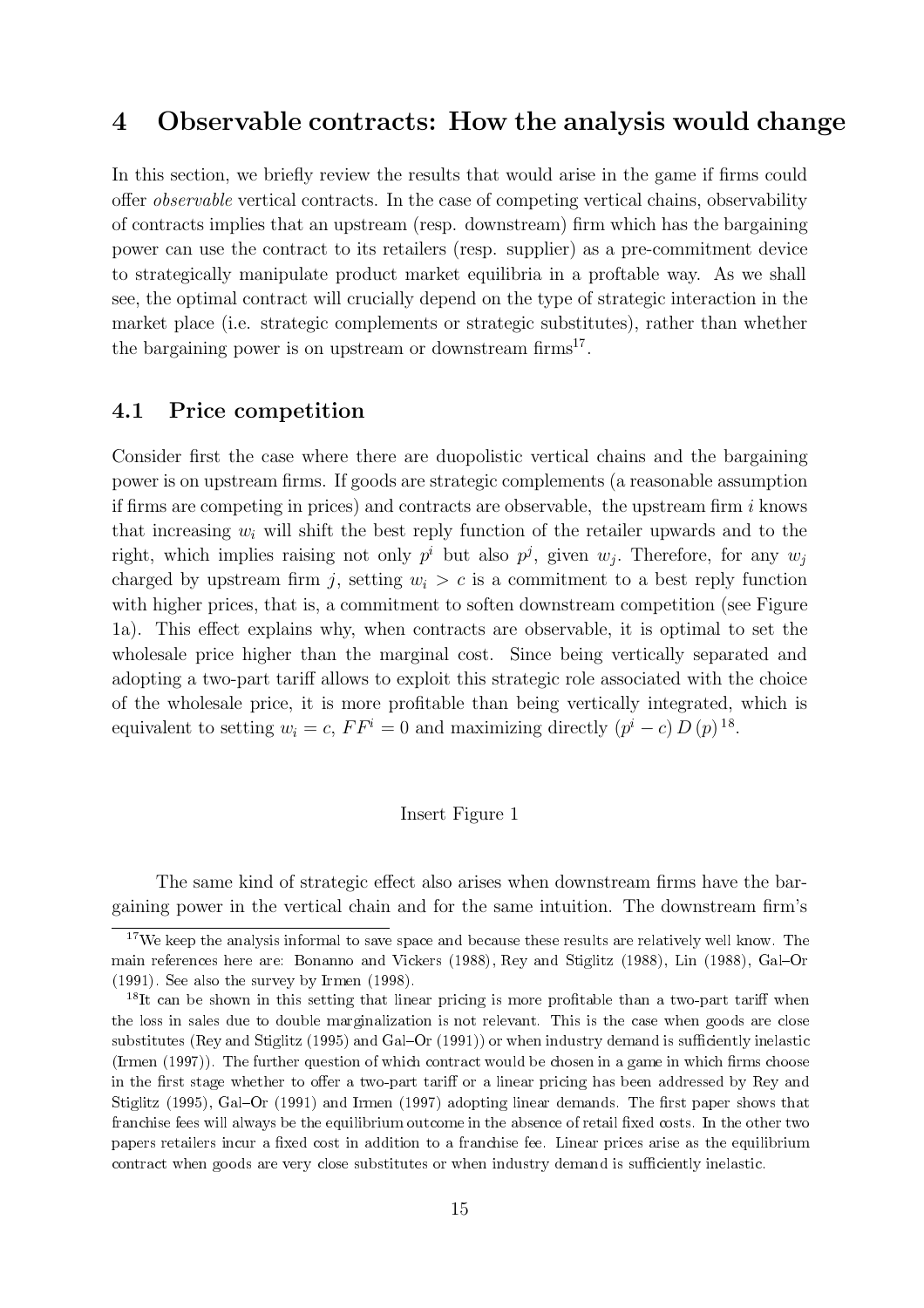# 4 Observable contracts: How the analysis would change

In this section, we briefly review the results that would arise in the game if firms could offer *observable* vertical contracts. In the case of competing vertical chains, observability of contracts implies that an upstream (resp. downstream) firm which has the bargaining power can use the contract to its retailers (resp. supplier) as a pre-commitment device to strategically manipulate product market equilibria in a profitable way. As we shall see, the optimal contract will crucially depend on the type of strategic interaction in the market place (i.e. strategic complements or strategic substitutes), rather than whether the bargaining power is on upstream or downstream firms[17].

## 4.1 Price competition

Consider first the case where there are duopolistic vertical chains and the bargaining power is on upstream firms. If goods are strategic complements (a reasonable assumption if firms are competing in prices) and contracts are observable, the upstream firm $i$ knows that increasing $w_i$ will shift the best reply function of the retailer upwards and to the right, which implies raising not only $p^i$ but also $p^j$, given $w_j$. Therefore, for any $w_j$ charged by upstream firm $j$, setting $w_i > c$ is a commitment to a best reply function with higher prices, that is, a commitment to soften downstream competition (see Figure 1a). This effect explains why, when contracts are observable, it is optimal to set the wholesale price higher than the marginal cost. Since being vertically separated and adopting a two-part tariff allows to exploit this strategic role associated with the choice of the wholesale price, it is more profitable than being vertically integrated, which is equivalent to setting $w_i = c$, $FF^i = 0$ and maximizing directly $(p^i - c)\, D(p)$[18].

Insert Figure 1

The same kind of strategic effect also arises when downstream firms have the bargaining power in the vertical chain and for the same intuition. The downstream firm's

---

[17] We keep the analysis informal to save space and because these results are relatively well know. The main references here are: Bonanno and Vickers (1988), Rey and Stiglitz (1988), Lin (1988), Gal–Or (1991). See also the survey by Irmen (1998).

[18] It can be shown in this setting that linear pricing is more profitable than a two-part tariff when the loss in sales due to double marginalization is not relevant. This is the case when goods are close substitutes (Rey and Stiglitz (1995) and Gal–Or (1991)) or when industry demand is sufficiently inelastic (Irmen (1997)). The further question of which contract would be chosen in a game in which firms choose in the first stage whether to offer a two-part tariff or a linear pricing has been addressed by Rey and Stiglitz (1995), Gal–Or (1991) and Irmen (1997) adopting linear demands. The first paper shows that franchise fees will always be the equilibrium outcome in the absence of retail fixed costs. In the other two papers retailers incur a fixed cost in addition to a franchise fee. Linear prices arise as the equilibrium contract when goods are very close substitutes or when industry demand is sufficiently inelastic.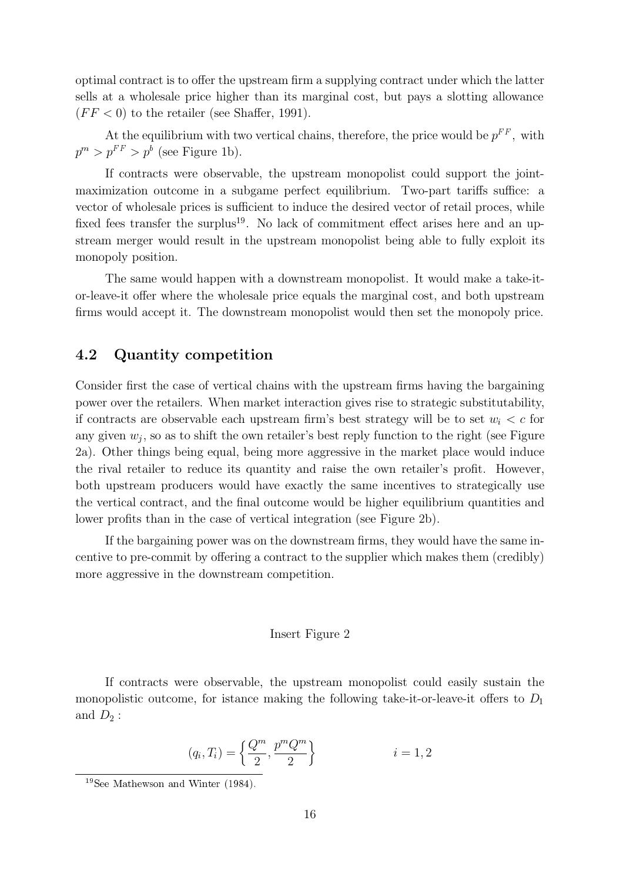optimal contract is to offer the upstream firm a supplying contract under which the latter sells at a wholesale price higher than its marginal cost, but pays a slotting allowance ($FF < 0$) to the retailer (see Shaffer, 1991).

At the equilibrium with two vertical chains, therefore, the price would be $p^{FF}$, with $p^m > p^{FF} > p^b$ (see Figure 1b).

If contracts were observable, the upstream monopolist could support the joint-maximization outcome in a subgame perfect equilibrium. Two-part tariffs suffice: a vector of wholesale prices is sufficient to induce the desired vector of retail proces, while fixed fees transfer the surplus[19]. No lack of commitment effect arises here and an upstream merger would result in the upstream monopolist being able to fully exploit its monopoly position.

The same would happen with a downstream monopolist. It would make a take-it-or-leave-it offer where the wholesale price equals the marginal cost, and both upstream firms would accept it. The downstream monopolist would then set the monopoly price.

## 4.2 Quantity competition

Consider first the case of vertical chains with the upstream firms having the bargaining power over the retailers. When market interaction gives rise to strategic substitutability, if contracts are observable each upstream firm's best strategy will be to set $w_i < c$ for any given $w_j$, so as to shift the own retailer's best reply function to the right (see Figure 2a). Other things being equal, being more aggressive in the market place would induce the rival retailer to reduce its quantity and raise the own retailer's profit. However, both upstream producers would have exactly the same incentives to strategically use the vertical contract, and the final outcome would be higher equilibrium quantities and lower profits than in the case of vertical integration (see Figure 2b).

If the bargaining power was on the downstream firms, they would have the same incentive to pre-commit by offering a contract to the supplier which makes them (credibly) more aggressive in the downstream competition.

Insert Figure 2

If contracts were observable, the upstream monopolist could easily sustain the monopolistic outcome, for istance making the following take-it-or-leave-it offers to $D_1$ and $D_2$ :

$$(q_i, T_i) = \left\{ \frac{Q^m}{2}, \frac{p^m Q^m}{2} \right\} \qquad\qquad i = 1, 2$$

[19] See Mathewson and Winter (1984).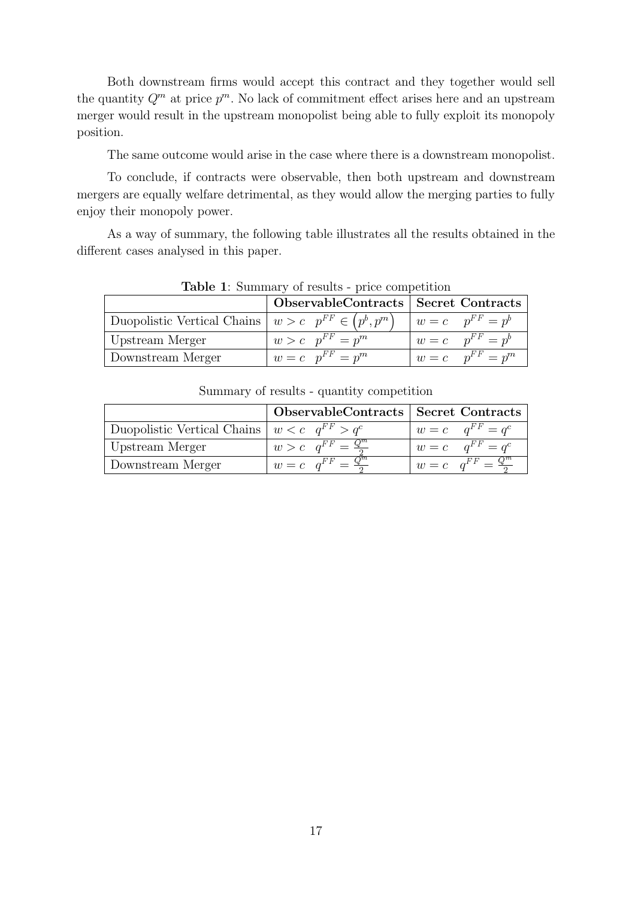Both downstream firms would accept this contract and they together would sell the quantity $Q^m$ at price $p^m$. No lack of commitment effect arises here and an upstream merger would result in the upstream monopolist being able to fully exploit its monopoly position.

The same outcome would arise in the case where there is a downstream monopolist.

To conclude, if contracts were observable, then both upstream and downstream mergers are equally welfare detrimental, as they would allow the merging parties to fully enjoy their monopoly power.

As a way of summary, the following table illustrates all the results obtained in the different cases analysed in this paper.

**Table 1**: Summary of results - price competition

| | **ObservableContracts** | **Secret Contracts** |
|---|---|---|
| Duopolistic Vertical Chains | $w > c \quad p^{FF} \in \left(p^b, p^m\right)$ | $w = c \quad p^{FF} = p^b$ |
| Upstream Merger | $w > c \quad p^{FF} = p^m$ | $w = c \quad p^{FF} = p^b$ |
| Downstream Merger | $w = c \quad p^{FF} = p^m$ | $w = c \quad p^{FF} = p^m$ |

Summary of results - quantity competition

| | **ObservableContracts** | **Secret Contracts** |
|---|---|---|
| Duopolistic Vertical Chains | $w < c \quad q^{FF} > q^c$ | $w = c \quad q^{FF} = q^c$ |
| Upstream Merger | $w > c \quad q^{FF} = \frac{Q^m}{2}$ | $w = c \quad q^{FF} = q^c$ |
| Downstream Merger | $w = c \quad q^{FF} = \frac{Q^m}{2}$ | $w = c \quad q^{FF} = \frac{Q^m}{2}$ |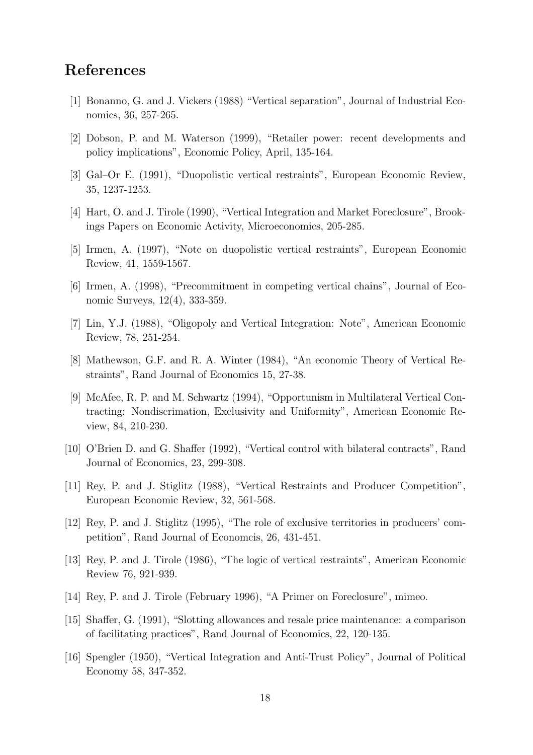# References

[1] Bonanno, G. and J. Vickers (1988) "Vertical separation", Journal of Industrial Economics, 36, 257-265.

[2] Dobson, P. and M. Waterson (1999), "Retailer power: recent developments and policy implications", Economic Policy, April, 135-164.

[3] Gal–Or E. (1991), "Duopolistic vertical restraints", European Economic Review, 35, 1237-1253.

[4] Hart, O. and J. Tirole (1990), "Vertical Integration and Market Foreclosure", Brookings Papers on Economic Activity, Microeconomics, 205-285.

[5] Irmen, A. (1997), "Note on duopolistic vertical restraints", European Economic Review, 41, 1559-1567.

[6] Irmen, A. (1998), "Precommitment in competing vertical chains", Journal of Economic Surveys, 12(4), 333-359.

[7] Lin, Y.J. (1988), "Oligopoly and Vertical Integration: Note", American Economic Review, 78, 251-254.

[8] Mathewson, G.F. and R. A. Winter (1984), "An economic Theory of Vertical Restraints", Rand Journal of Economics 15, 27-38.

[9] McAfee, R. P. and M. Schwartz (1994), "Opportunism in Multilateral Vertical Contracting: Nondiscrimation, Exclusivity and Uniformity", American Economic Review, 84, 210-230.

[10] O'Brien D. and G. Shaffer (1992), "Vertical control with bilateral contracts", Rand Journal of Economics, 23, 299-308.

[11] Rey, P. and J. Stiglitz (1988), "Vertical Restraints and Producer Competition", European Economic Review, 32, 561-568.

[12] Rey, P. and J. Stiglitz (1995), "The role of exclusive territories in producers' competition", Rand Journal of Economcis, 26, 431-451.

[13] Rey, P. and J. Tirole (1986), "The logic of vertical restraints", American Economic Review 76, 921-939.

[14] Rey, P. and J. Tirole (February 1996), "A Primer on Foreclosure", mimeo.

[15] Shaffer, G. (1991), "Slotting allowances and resale price maintenance: a comparison of facilitating practices", Rand Journal of Economics, 22, 120-135.

[16] Spengler (1950), "Vertical Integration and Anti-Trust Policy", Journal of Political Economy 58, 347-352.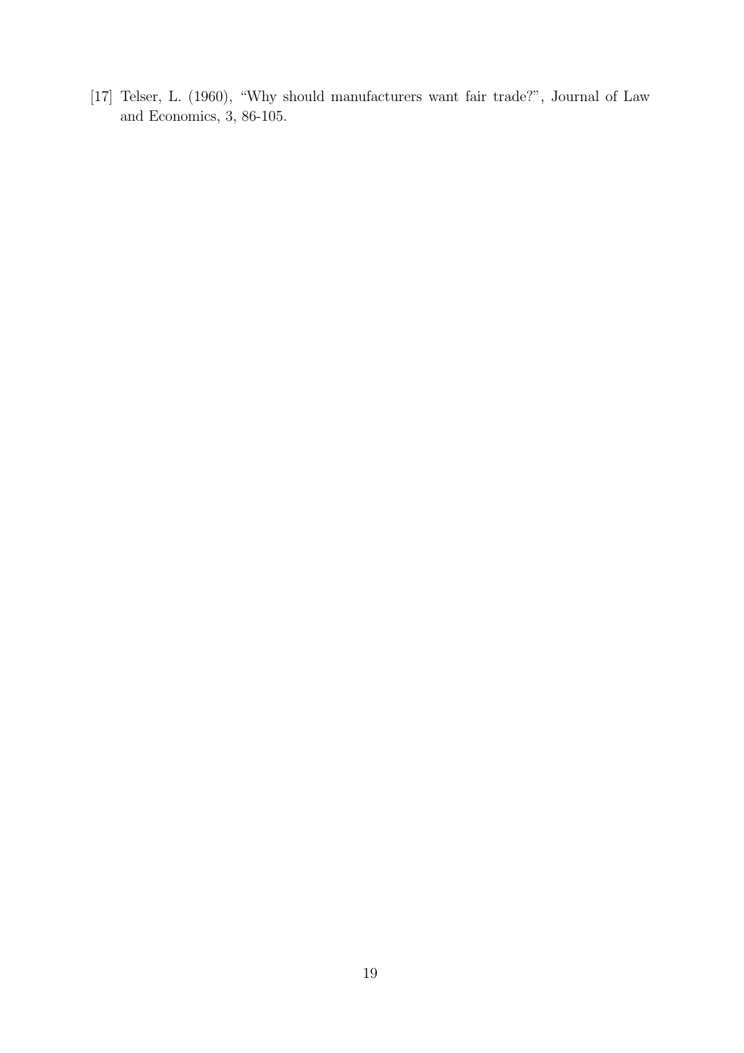[17] Telser, L. (1960), "Why should manufacturers want fair trade?", Journal of Law and Economics, 3, 86-105.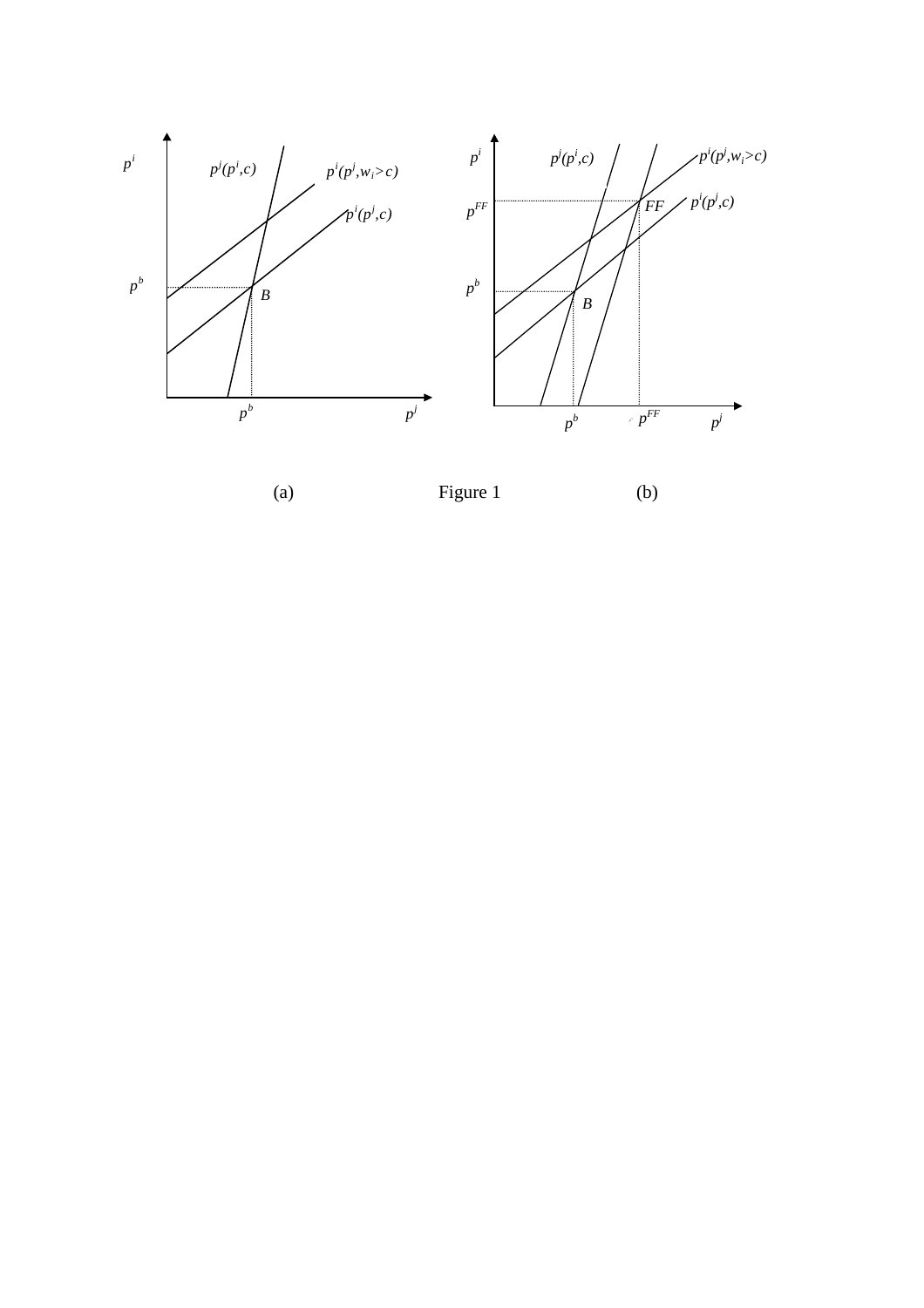(a) Figure 1 (b)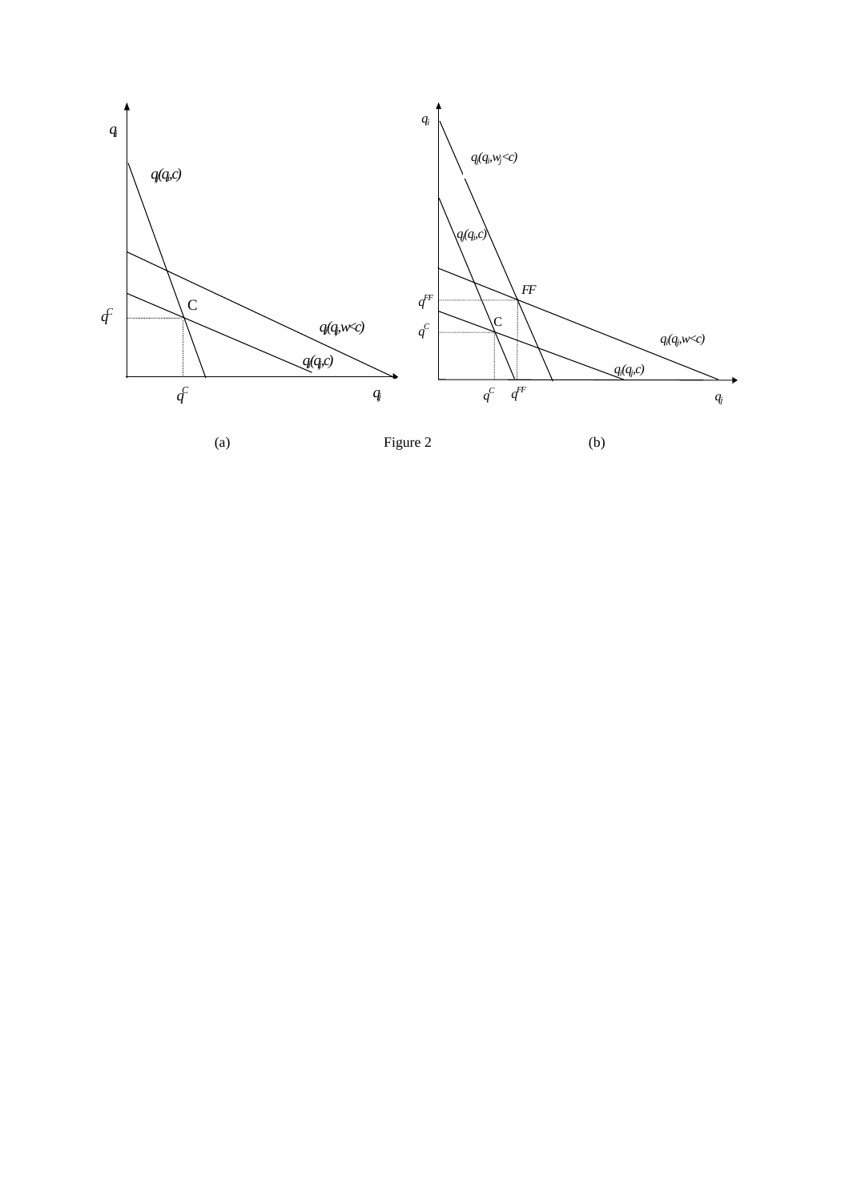$q_i$

$q_j(q_i,c)$

C

$q^C$

$q_i(q_j,w<c)$

$q_i(q_j,c)$

$q^C$

$q_j$

$q_i$

$q_j(q_i,w_j<c)$

$q_j(q_i,c)$

FF

$q^{FF}$

C

$q^C$

$q_i(q_j,w<c)$

$q_i(q_j,c)$

$q^C$ $q^{FF}$

$q_j$

(a) Figure 2 (b)